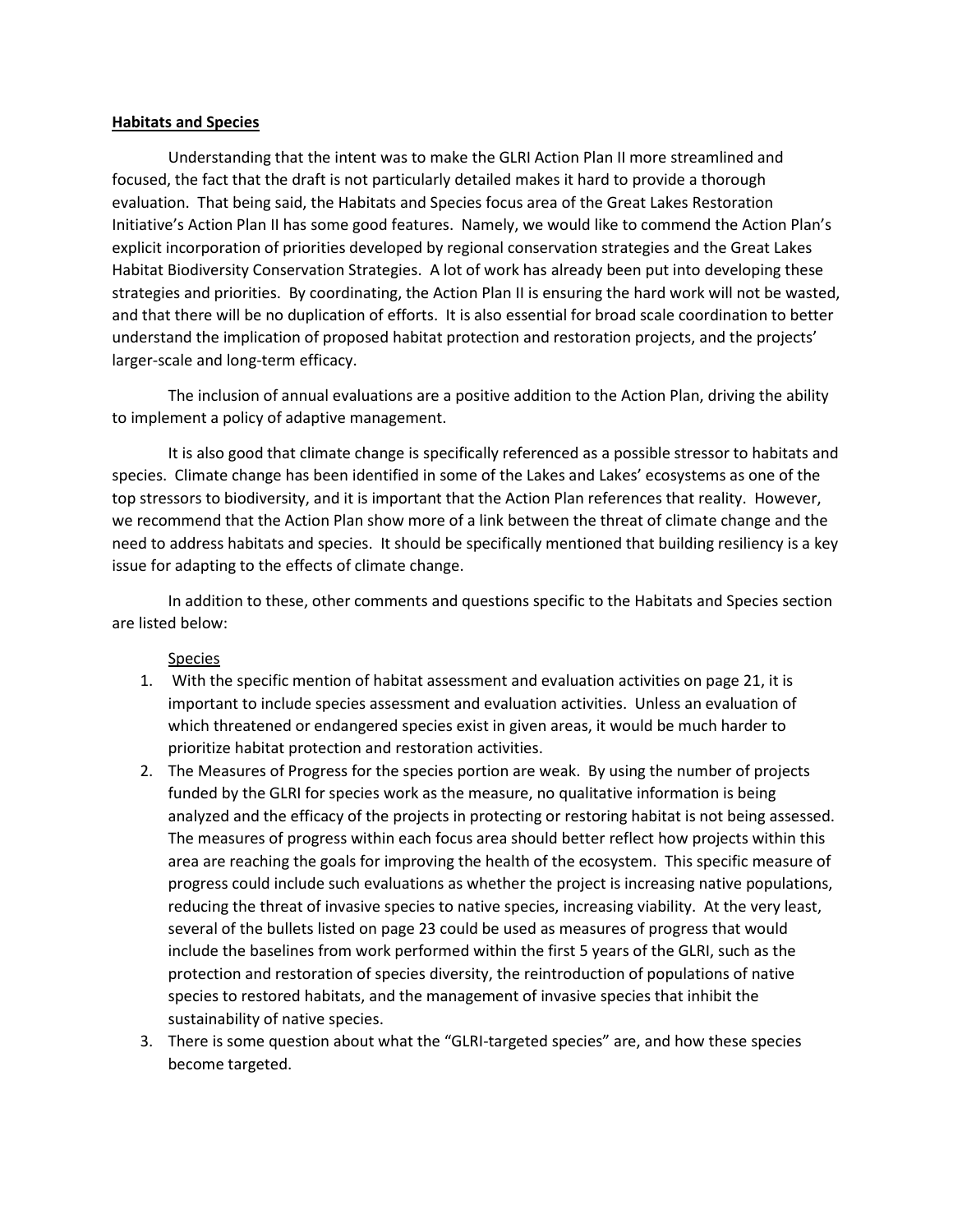**Habitats and Species**

Understanding that the intent was to make the GLRI Action Plan II more streamlined and focused, the fact that the draft is not particularly detailed makes it hard to provide a thorough evaluation. That being said, the Habitats and Species focus area of the Great Lakes Restoration Initiative's Action Plan II has some good features. Namely, we would like to commend the Action Plan's explicit incorporation of priorities developed by regional conservation strategies and the Great Lakes Habitat Biodiversity Conservation Strategies. A lot of work has already been put into developing these strategies and priorities. By coordinating, the Action Plan II is ensuring the hard work will not be wasted, and that there will be no duplication of efforts. It is also essential for broad scale coordination to better understand the implication of proposed habitat protection and restoration projects, and the projects' larger-scale and long-term efficacy.

The inclusion of annual evaluations are a positive addition to the Action Plan, driving the ability to implement a policy of adaptive management.

It is also good that climate change is specifically referenced as a possible stressor to habitats and species. Climate change has been identified in some of the Lakes and Lakes' ecosystems as one of the top stressors to biodiversity, and it is important that the Action Plan references that reality. However, we recommend that the Action Plan show more of a link between the threat of climate change and the need to address habitats and species. It should be specifically mentioned that building resiliency is a key issue for adapting to the effects of climate change.

In addition to these, other comments and questions specific to the Habitats and Species section are listed below:

Species

1. With the specific mention of habitat assessment and evaluation activities on page 21, it is important to include species assessment and evaluation activities. Unless an evaluation of which threatened or endangered species exist in given areas, it would be much harder to prioritize habitat protection and restoration activities.
2. The Measures of Progress for the species portion are weak. By using the number of projects funded by the GLRI for species work as the measure, no qualitative information is being analyzed and the efficacy of the projects in protecting or restoring habitat is not being assessed. The measures of progress within each focus area should better reflect how projects within this area are reaching the goals for improving the health of the ecosystem. This specific measure of progress could include such evaluations as whether the project is increasing native populations, reducing the threat of invasive species to native species, increasing viability. At the very least, several of the bullets listed on page 23 could be used as measures of progress that would include the baselines from work performed within the first 5 years of the GLRI, such as the protection and restoration of species diversity, the reintroduction of populations of native species to restored habitats, and the management of invasive species that inhibit the sustainability of native species.
3. There is some question about what the "GLRI-targeted species" are, and how these species become targeted.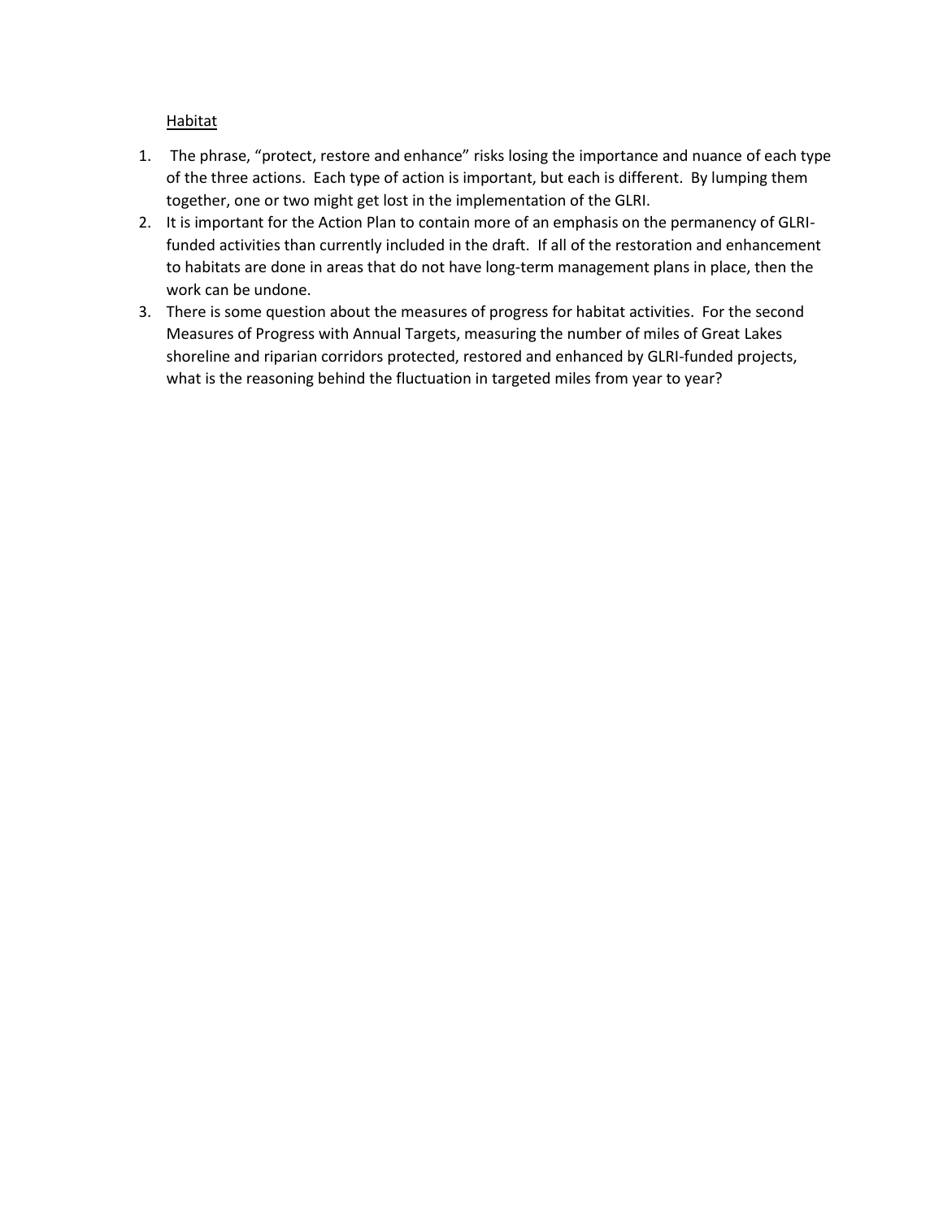Habitat

1. The phrase, "protect, restore and enhance" risks losing the importance and nuance of each type of the three actions. Each type of action is important, but each is different. By lumping them together, one or two might get lost in the implementation of the GLRI.
2. It is important for the Action Plan to contain more of an emphasis on the permanency of GLRI-funded activities than currently included in the draft. If all of the restoration and enhancement to habitats are done in areas that do not have long-term management plans in place, then the work can be undone.
3. There is some question about the measures of progress for habitat activities. For the second Measures of Progress with Annual Targets, measuring the number of miles of Great Lakes shoreline and riparian corridors protected, restored and enhanced by GLRI-funded projects, what is the reasoning behind the fluctuation in targeted miles from year to year?